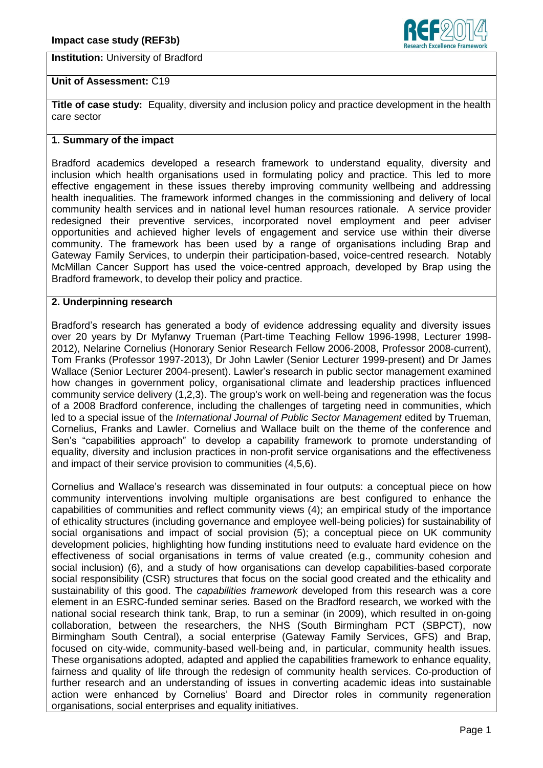**Impact case study (REF3b)**

**Institution:** University of Bradford

**Unit of Assessment:** C19

**Title of case study:** Equality, diversity and inclusion policy and practice development in the health care sector

## 1. Summary of the impact

Bradford academics developed a research framework to understand equality, diversity and inclusion which health organisations used in formulating policy and practice. This led to more effective engagement in these issues thereby improving community wellbeing and addressing health inequalities. The framework informed changes in the commissioning and delivery of local community health services and in national level human resources rationale. A service provider redesigned their preventive services, incorporated novel employment and peer adviser opportunities and achieved higher levels of engagement and service use within their diverse community. The framework has been used by a range of organisations including Brap and Gateway Family Services, to underpin their participation-based, voice-centred research. Notably McMillan Cancer Support has used the voice-centred approach, developed by Brap using the Bradford framework, to develop their policy and practice.

## 2. Underpinning research

Bradford's research has generated a body of evidence addressing equality and diversity issues over 20 years by Dr Myfanwy Trueman (Part-time Teaching Fellow 1996-1998, Lecturer 1998-2012), Nelarine Cornelius (Honorary Senior Research Fellow 2006-2008, Professor 2008-current), Tom Franks (Professor 1997-2013), Dr John Lawler (Senior Lecturer 1999-present) and Dr James Wallace (Senior Lecturer 2004-present). Lawler's research in public sector management examined how changes in government policy, organisational climate and leadership practices influenced community service delivery (1,2,3). The group's work on well-being and regeneration was the focus of a 2008 Bradford conference, including the challenges of targeting need in communities, which led to a special issue of the *International Journal of Public Sector Management* edited by Trueman, Cornelius, Franks and Lawler. Cornelius and Wallace built on the theme of the conference and Sen's "capabilities approach" to develop a capability framework to promote understanding of equality, diversity and inclusion practices in non-profit service organisations and the effectiveness and impact of their service provision to communities (4,5,6).

Cornelius and Wallace's research was disseminated in four outputs: a conceptual piece on how community interventions involving multiple organisations are best configured to enhance the capabilities of communities and reflect community views (4); an empirical study of the importance of ethicality structures (including governance and employee well-being policies) for sustainability of social organisations and impact of social provision (5); a conceptual piece on UK community development policies, highlighting how funding institutions need to evaluate hard evidence on the effectiveness of social organisations in terms of value created (e.g., community cohesion and social inclusion) (6), and a study of how organisations can develop capabilities-based corporate social responsibility (CSR) structures that focus on the social good created and the ethicality and sustainability of this good. The *capabilities framework* developed from this research was a core element in an ESRC-funded seminar series. Based on the Bradford research, we worked with the national social research think tank, Brap, to run a seminar (in 2009), which resulted in on-going collaboration, between the researchers, the NHS (South Birmingham PCT (SBPCT), now Birmingham South Central), a social enterprise (Gateway Family Services, GFS) and Brap, focused on city-wide, community-based well-being and, in particular, community health issues. These organisations adopted, adapted and applied the capabilities framework to enhance equality, fairness and quality of life through the redesign of community health services. Co-production of further research and an understanding of issues in converting academic ideas into sustainable action were enhanced by Cornelius' Board and Director roles in community regeneration organisations, social enterprises and equality initiatives.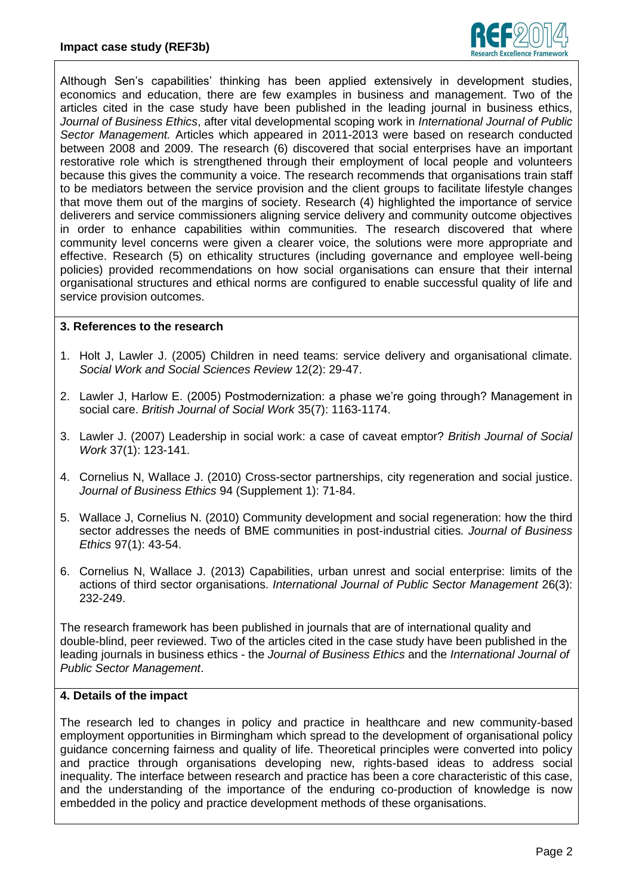Although Sen's capabilities' thinking has been applied extensively in development studies, economics and education, there are few examples in business and management. Two of the articles cited in the case study have been published in the leading journal in business ethics, *Journal of Business Ethics*, after vital developmental scoping work in *International Journal of Public Sector Management.* Articles which appeared in 2011-2013 were based on research conducted between 2008 and 2009. The research (6) discovered that social enterprises have an important restorative role which is strengthened through their employment of local people and volunteers because this gives the community a voice. The research recommends that organisations train staff to be mediators between the service provision and the client groups to facilitate lifestyle changes that move them out of the margins of society. Research (4) highlighted the importance of service deliverers and service commissioners aligning service delivery and community outcome objectives in order to enhance capabilities within communities. The research discovered that where community level concerns were given a clearer voice, the solutions were more appropriate and effective. Research (5) on ethicality structures (including governance and employee well-being policies) provided recommendations on how social organisations can ensure that their internal organisational structures and ethical norms are configured to enable successful quality of life and service provision outcomes.

**3. References to the research**

1. Holt J, Lawler J. (2005) Children in need teams: service delivery and organisational climate. *Social Work and Social Sciences Review* 12(2): 29-47.
2. Lawler J, Harlow E. (2005) Postmodernization: a phase we're going through? Management in social care. *British Journal of Social Work* 35(7): 1163-1174.
3. Lawler J. (2007) Leadership in social work: a case of caveat emptor? *British Journal of Social Work* 37(1): 123-141.
4. Cornelius N, Wallace J. (2010) Cross-sector partnerships, city regeneration and social justice. *Journal of Business Ethics* 94 (Supplement 1): 71-84.
5. Wallace J, Cornelius N. (2010) Community development and social regeneration: how the third sector addresses the needs of BME communities in post-industrial cities*. Journal of Business Ethics* 97(1): 43-54.
6. Cornelius N, Wallace J. (2013) Capabilities, urban unrest and social enterprise: limits of the actions of third sector organisations. *International Journal of Public Sector Management* 26(3): 232-249.

The research framework has been published in journals that are of international quality and double-blind, peer reviewed. Two of the articles cited in the case study have been published in the leading journals in business ethics - the *Journal of Business Ethics* and the *International Journal of Public Sector Management*.

**4. Details of the impact**

The research led to changes in policy and practice in healthcare and new community-based employment opportunities in Birmingham which spread to the development of organisational policy guidance concerning fairness and quality of life. Theoretical principles were converted into policy and practice through organisations developing new, rights-based ideas to address social inequality. The interface between research and practice has been a core characteristic of this case, and the understanding of the importance of the enduring co-production of knowledge is now embedded in the policy and practice development methods of these organisations.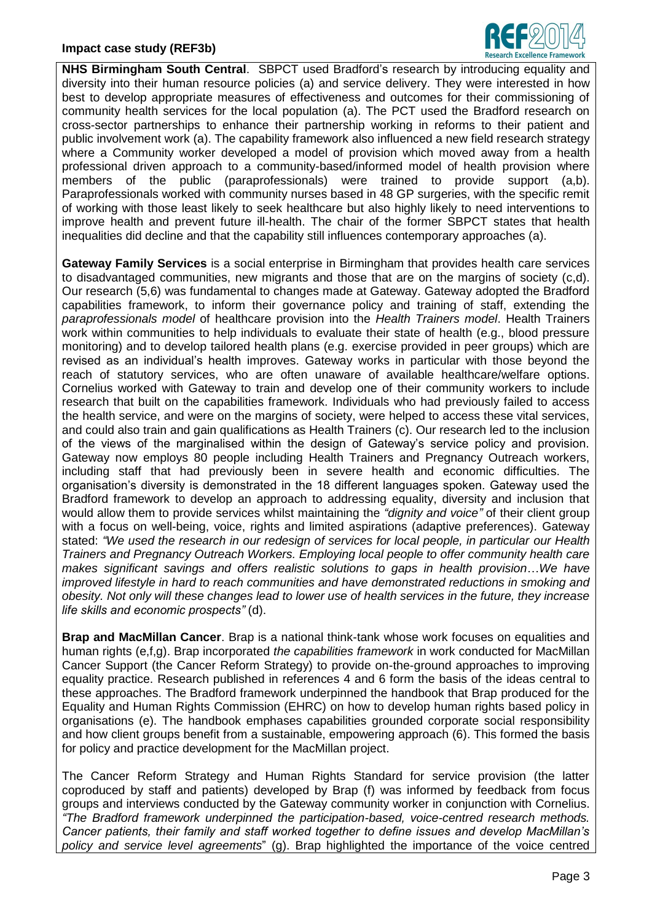**NHS Birmingham South Central**. SBPCT used Bradford's research by introducing equality and diversity into their human resource policies (a) and service delivery. They were interested in how best to develop appropriate measures of effectiveness and outcomes for their commissioning of community health services for the local population (a). The PCT used the Bradford research on cross-sector partnerships to enhance their partnership working in reforms to their patient and public involvement work (a). The capability framework also influenced a new field research strategy where a Community worker developed a model of provision which moved away from a health professional driven approach to a community-based/informed model of health provision where members of the public (paraprofessionals) were trained to provide support (a,b). Paraprofessionals worked with community nurses based in 48 GP surgeries, with the specific remit of working with those least likely to seek healthcare but also highly likely to need interventions to improve health and prevent future ill-health. The chair of the former SBPCT states that health inequalities did decline and that the capability still influences contemporary approaches (a).

**Gateway Family Services** is a social enterprise in Birmingham that provides health care services to disadvantaged communities, new migrants and those that are on the margins of society (c,d). Our research (5,6) was fundamental to changes made at Gateway. Gateway adopted the Bradford capabilities framework, to inform their governance policy and training of staff, extending the *paraprofessionals model* of healthcare provision into the *Health Trainers model*. Health Trainers work within communities to help individuals to evaluate their state of health (e.g., blood pressure monitoring) and to develop tailored health plans (e.g. exercise provided in peer groups) which are revised as an individual's health improves. Gateway works in particular with those beyond the reach of statutory services, who are often unaware of available healthcare/welfare options. Cornelius worked with Gateway to train and develop one of their community workers to include research that built on the capabilities framework. Individuals who had previously failed to access the health service, and were on the margins of society, were helped to access these vital services, and could also train and gain qualifications as Health Trainers (c). Our research led to the inclusion of the views of the marginalised within the design of Gateway's service policy and provision. Gateway now employs 80 people including Health Trainers and Pregnancy Outreach workers, including staff that had previously been in severe health and economic difficulties. The organisation's diversity is demonstrated in the 18 different languages spoken. Gateway used the Bradford framework to develop an approach to addressing equality, diversity and inclusion that would allow them to provide services whilst maintaining the *"dignity and voice"* of their client group with a focus on well-being, voice, rights and limited aspirations (adaptive preferences). Gateway stated: *"We used the research in our redesign of services for local people, in particular our Health Trainers and Pregnancy Outreach Workers. Employing local people to offer community health care makes significant savings and offers realistic solutions to gaps in health provision…We have improved lifestyle in hard to reach communities and have demonstrated reductions in smoking and obesity. Not only will these changes lead to lower use of health services in the future, they increase life skills and economic prospects"* (d).

**Brap and MacMillan Cancer**. Brap is a national think-tank whose work focuses on equalities and human rights (e,f,g). Brap incorporated *the capabilities framework* in work conducted for MacMillan Cancer Support (the Cancer Reform Strategy) to provide on-the-ground approaches to improving equality practice. Research published in references 4 and 6 form the basis of the ideas central to these approaches. The Bradford framework underpinned the handbook that Brap produced for the Equality and Human Rights Commission (EHRC) on how to develop human rights based policy in organisations (e). The handbook emphases capabilities grounded corporate social responsibility and how client groups benefit from a sustainable, empowering approach (6). This formed the basis for policy and practice development for the MacMillan project.

The Cancer Reform Strategy and Human Rights Standard for service provision (the latter coproduced by staff and patients) developed by Brap (f) was informed by feedback from focus groups and interviews conducted by the Gateway community worker in conjunction with Cornelius. *"The Bradford framework underpinned the participation-based, voice-centred research methods. Cancer patients, their family and staff worked together to define issues and develop MacMillan's policy and service level agreements*" (g). Brap highlighted the importance of the voice centred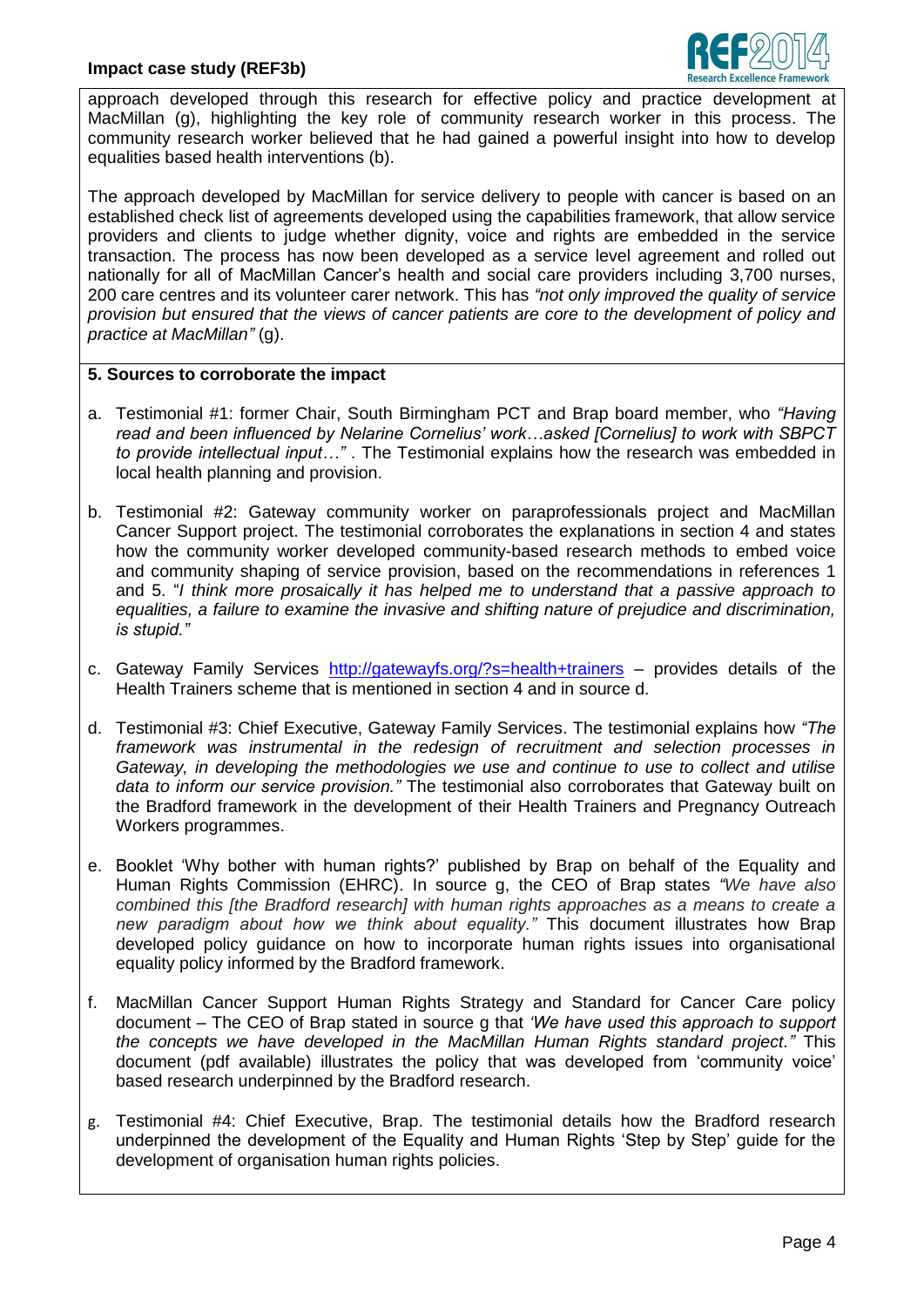approach developed through this research for effective policy and practice development at MacMillan (g), highlighting the key role of community research worker in this process. The community research worker believed that he had gained a powerful insight into how to develop equalities based health interventions (b).

The approach developed by MacMillan for service delivery to people with cancer is based on an established check list of agreements developed using the capabilities framework, that allow service providers and clients to judge whether dignity, voice and rights are embedded in the service transaction. The process has now been developed as a service level agreement and rolled out nationally for all of MacMillan Cancer's health and social care providers including 3,700 nurses, 200 care centres and its volunteer carer network. This has *"not only improved the quality of service provision but ensured that the views of cancer patients are core to the development of policy and practice at MacMillan"* (g).

## 5. Sources to corroborate the impact

a. Testimonial #1: former Chair, South Birmingham PCT and Brap board member, who *"Having read and been influenced by Nelarine Cornelius' work…asked [Cornelius] to work with SBPCT to provide intellectual input…"* . The Testimonial explains how the research was embedded in local health planning and provision.

b. Testimonial #2: Gateway community worker on paraprofessionals project and MacMillan Cancer Support project. The testimonial corroborates the explanations in section 4 and states how the community worker developed community-based research methods to embed voice and community shaping of service provision, based on the recommendations in references 1 and 5. "*I think more prosaically it has helped me to understand that a passive approach to equalities, a failure to examine the invasive and shifting nature of prejudice and discrimination, is stupid."*

c. Gateway Family Services http://gatewayfs.org/?s=health+trainers – provides details of the Health Trainers scheme that is mentioned in section 4 and in source d.

d. Testimonial #3: Chief Executive, Gateway Family Services. The testimonial explains how *"The framework was instrumental in the redesign of recruitment and selection processes in Gateway, in developing the methodologies we use and continue to use to collect and utilise data to inform our service provision."* The testimonial also corroborates that Gateway built on the Bradford framework in the development of their Health Trainers and Pregnancy Outreach Workers programmes.

e. Booklet 'Why bother with human rights?' published by Brap on behalf of the Equality and Human Rights Commission (EHRC). In source g, the CEO of Brap states *"We have also combined this [the Bradford research] with human rights approaches as a means to create a new paradigm about how we think about equality."* This document illustrates how Brap developed policy guidance on how to incorporate human rights issues into organisational equality policy informed by the Bradford framework.

f. MacMillan Cancer Support Human Rights Strategy and Standard for Cancer Care policy document – The CEO of Brap stated in source g that *'We have used this approach to support the concepts we have developed in the MacMillan Human Rights standard project."* This document (pdf available) illustrates the policy that was developed from 'community voice' based research underpinned by the Bradford research.

g. Testimonial #4: Chief Executive, Brap. The testimonial details how the Bradford research underpinned the development of the Equality and Human Rights 'Step by Step' guide for the development of organisation human rights policies.